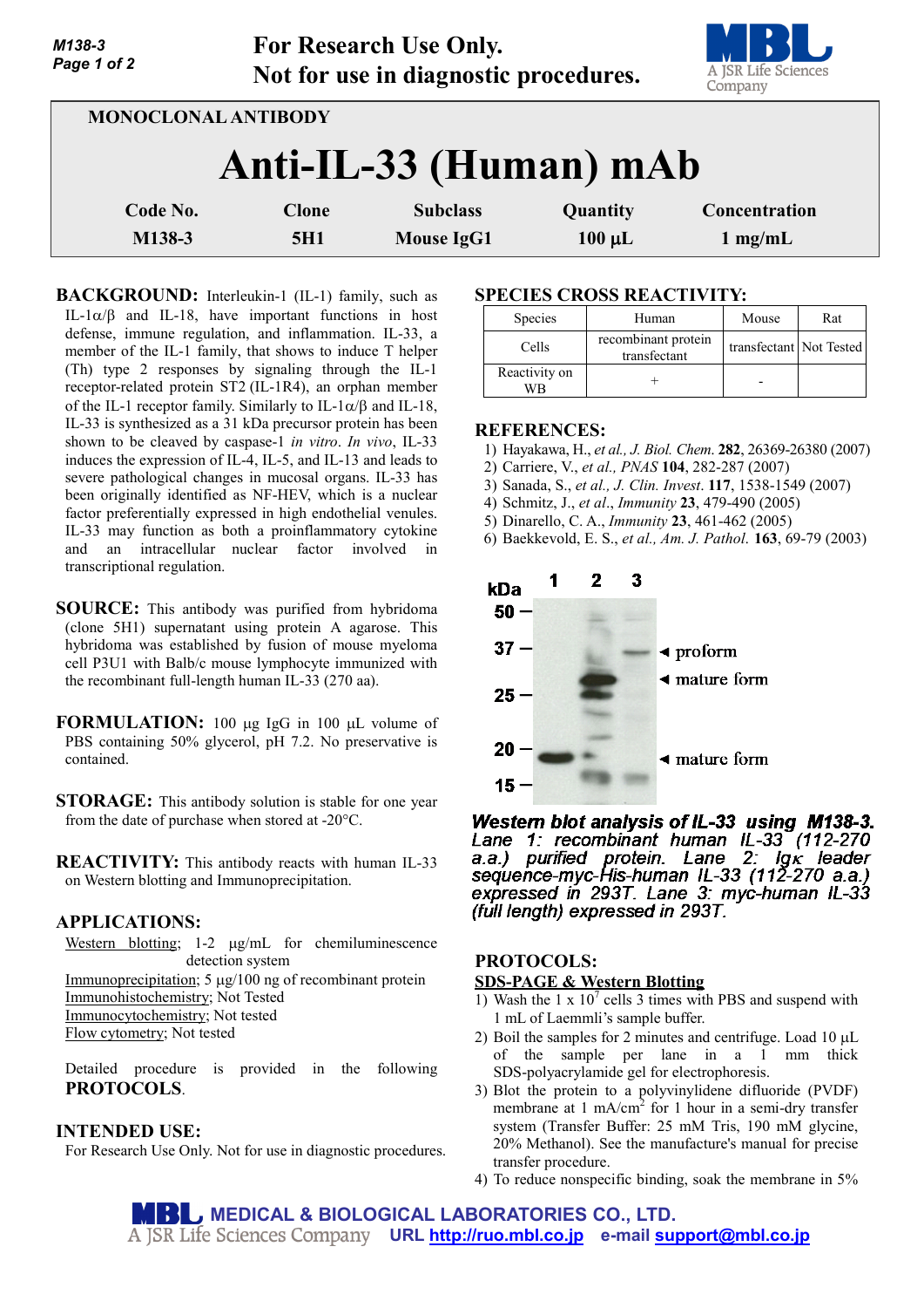For Research Use Only.
Not for use in diagnostic procedures.

MONOCLONAL ANTIBODY

# Anti-IL-33 (Human) mAb

| Code No. | Clone | Subclass | Quantity | Concentration |
|---|---|---|---|---|
| M138-3 | 5H1 | Mouse IgG1 | 100 µL | 1 mg/mL |

**BACKGROUND:** Interleukin-1 (IL-1) family, such as IL-1α/β and IL-18, have important functions in host defense, immune regulation, and inflammation. IL-33, a member of the IL-1 family, that shows to induce T helper (Th) type 2 responses by signaling through the IL-1 receptor-related protein ST2 (IL-1R4), an orphan member of the IL-1 receptor family. Similarly to IL-1α/β and IL-18, IL-33 is synthesized as a 31 kDa precursor protein has been shown to be cleaved by caspase-1 *in vitro*. *In vivo*, IL-33 induces the expression of IL-4, IL-5, and IL-13 and leads to severe pathological changes in mucosal organs. IL-33 has been originally identified as NF-HEV, which is a nuclear factor preferentially expressed in high endothelial venules. IL-33 may function as both a proinflammatory cytokine and an intracellular nuclear factor involved in transcriptional regulation.

**SOURCE:** This antibody was purified from hybridoma (clone 5H1) supernatant using protein A agarose. This hybridoma was established by fusion of mouse myeloma cell P3U1 with Balb/c mouse lymphocyte immunized with the recombinant full-length human IL-33 (270 aa).

**FORMULATION:** 100 µg IgG in 100 µL volume of PBS containing 50% glycerol, pH 7.2. No preservative is contained.

**STORAGE:** This antibody solution is stable for one year from the date of purchase when stored at -20°C.

**REACTIVITY:** This antibody reacts with human IL-33 on Western blotting and Immunoprecipitation.

**APPLICATIONS:**

Western blotting; 1-2 µg/mL for chemiluminescence detection system
Immunoprecipitation; 5 µg/100 ng of recombinant protein
Immunohistochemistry; Not Tested
Immunocytochemistry; Not tested
Flow cytometry; Not tested

Detailed procedure is provided in the following **PROTOCOLS**.

**INTENDED USE:**

For Research Use Only. Not for use in diagnostic procedures.

**SPECIES CROSS REACTIVITY:**

| Species | Human | Mouse | Rat |
|---|---|---|---|
| Cells | recombinant protein transfectant | transfectant | Not Tested |
| Reactivity on WB | + | - | |

**REFERENCES:**

1) Hayakawa, H., *et al., J. Biol. Chem.* **282**, 26369-26380 (2007)
2) Carriere, V., *et al., PNAS* **104**, 282-287 (2007)
3) Sanada, S., *et al., J. Clin. Invest*. **117**, 1538-1549 (2007)
4) Schmitz, J., *et al., Immunity* **23**, 479-490 (2005)
5) Dinarello, C. A., *Immunity* **23**, 461-462 (2005)
6) Baekkevold, E. S., *et al., Am. J. Pathol*. **163**, 69-79 (2003)

***Western blot analysis of IL-33 using M138-3.*** *Lane 1: recombinant human IL-33 (112-270 a.a.) purified protein. Lane 2: Igκ leader sequence-myc-His-human IL-33 (112-270 a.a.) expressed in 293T. Lane 3: myc-human IL-33 (full length) expressed in 293T.*

**PROTOCOLS:**

**SDS-PAGE & Western Blotting**

1) Wash the 1 x $10^7$ cells 3 times with PBS and suspend with 1 mL of Laemmli's sample buffer.
2) Boil the samples for 2 minutes and centrifuge. Load 10 µL of the sample per lane in a 1 mm thick SDS-polyacrylamide gel for electrophoresis.
3) Blot the protein to a polyvinylidene difluoride (PVDF) membrane at 1 mA/$cm^2$ for 1 hour in a semi-dry transfer system (Transfer Buffer: 25 mM Tris, 190 mM glycine, 20% Methanol). See the manufacture's manual for precise transfer procedure.
4) To reduce nonspecific binding, soak the membrane in 5%

MEDICAL & BIOLOGICAL LABORATORIES CO., LTD.
A JSR Life Sciences Company URL http://ruo.mbl.co.jp e-mail support@mbl.co.jp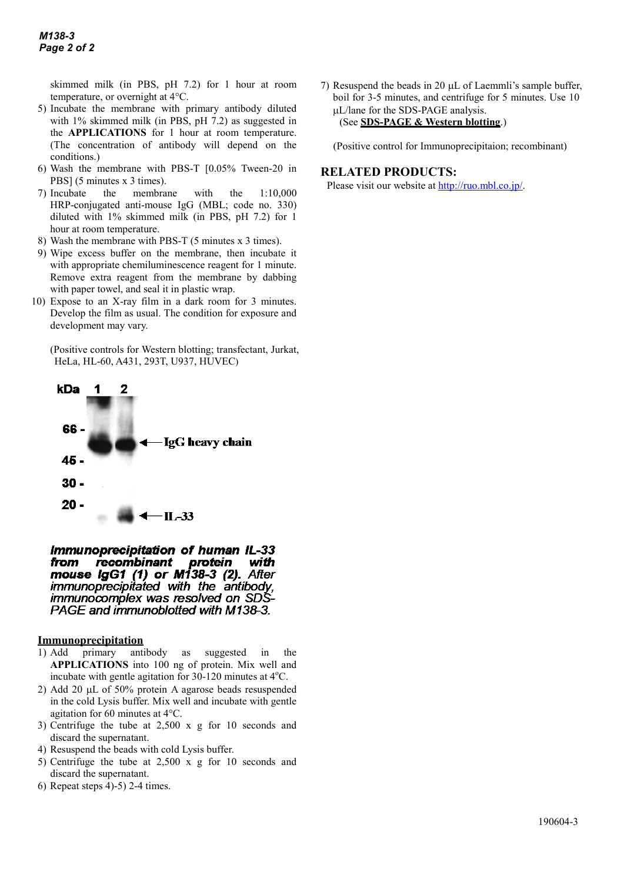skimmed milk (in PBS, pH 7.2) for 1 hour at room temperature, or overnight at 4°C.

5) Incubate the membrane with primary antibody diluted with 1% skimmed milk (in PBS, pH 7.2) as suggested in the **APPLICATIONS** for 1 hour at room temperature. (The concentration of antibody will depend on the conditions.)
6) Wash the membrane with PBS-T [0.05% Tween-20 in PBS] (5 minutes x 3 times).
7) Incubate the membrane with the 1:10,000 HRP-conjugated anti-mouse IgG (MBL; code no. 330) diluted with 1% skimmed milk (in PBS, pH 7.2) for 1 hour at room temperature.
8) Wash the membrane with PBS-T (5 minutes x 3 times).
9) Wipe excess buffer on the membrane, then incubate it with appropriate chemiluminescence reagent for 1 minute. Remove extra reagent from the membrane by dabbing with paper towel, and seal it in plastic wrap.
10) Expose to an X-ray film in a dark room for 3 minutes. Develop the film as usual. The condition for exposure and development may vary.

(Positive controls for Western blotting; transfectant, Jurkat, HeLa, HL-60, A431, 293T, U937, HUVEC)

kDa 1 2

66 -

45 -

30 -

20 -

←IgG heavy chain

←IL-33

***Immunoprecipitation of human IL-33 from recombinant protein with mouse IgG1 (1) or M138-3 (2).** After immunoprecipitated with the antibody, immunocomplex was resolved on SDS-PAGE and immunoblotted with M138-3.*

**Immunoprecipitation**

1) Add primary antibody as suggested in the **APPLICATIONS** into 100 ng of protein. Mix well and incubate with gentle agitation for 30-120 minutes at 4°C.
2) Add 20 µL of 50% protein A agarose beads resuspended in the cold Lysis buffer. Mix well and incubate with gentle agitation for 60 minutes at 4°C.
3) Centrifuge the tube at 2,500 x g for 10 seconds and discard the supernatant.
4) Resuspend the beads with cold Lysis buffer.
5) Centrifuge the tube at 2,500 x g for 10 seconds and discard the supernatant.
6) Repeat steps 4)-5) 2-4 times.
7) Resuspend the beads in 20 µL of Laemmli's sample buffer, boil for 3-5 minutes, and centrifuge for 5 minutes. Use 10 µL/lane for the SDS-PAGE analysis.
   (See **SDS-PAGE & Western blotting**.)

(Positive control for Immunoprecipitaion; recombinant)

## RELATED PRODUCTS:

Please visit our website at http://ruo.mbl.co.jp/.

190604-3